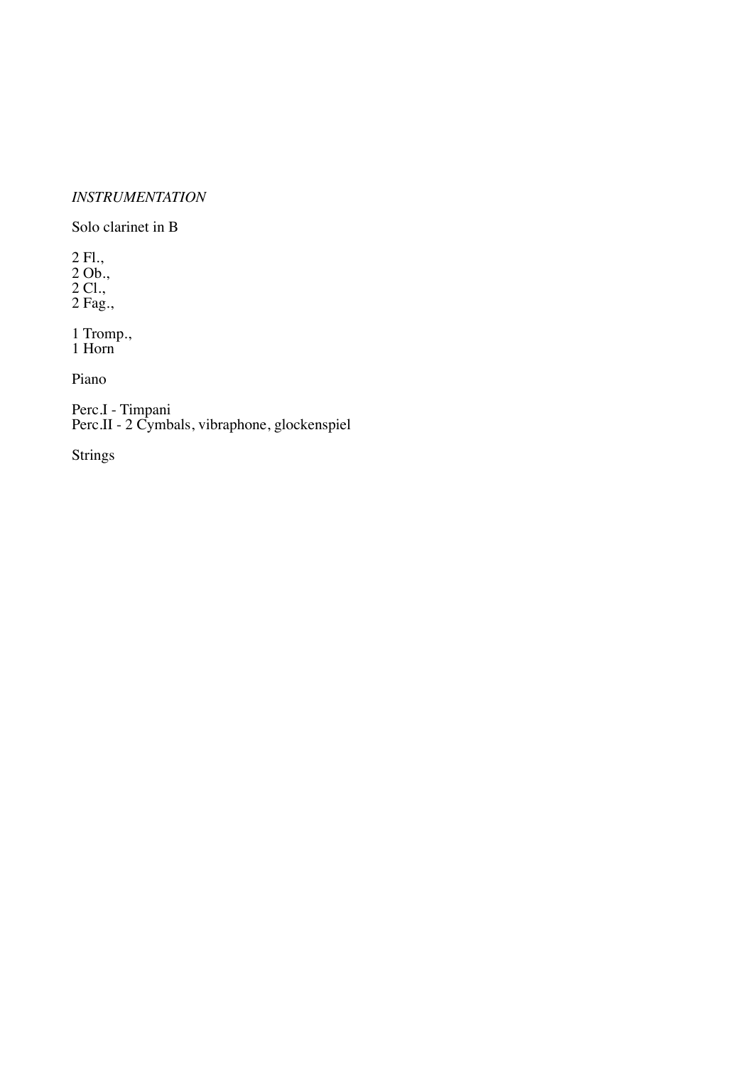*INSTRUMENTATION*

Solo clarinet in B

2 Fl.,
2 Ob.,
2 Cl.,
2 Fag.,

1 Tromp.,
1 Horn

Piano

Perc.I - Timpani
Perc.II - 2 Cymbals, vibraphone, glockenspiel

Strings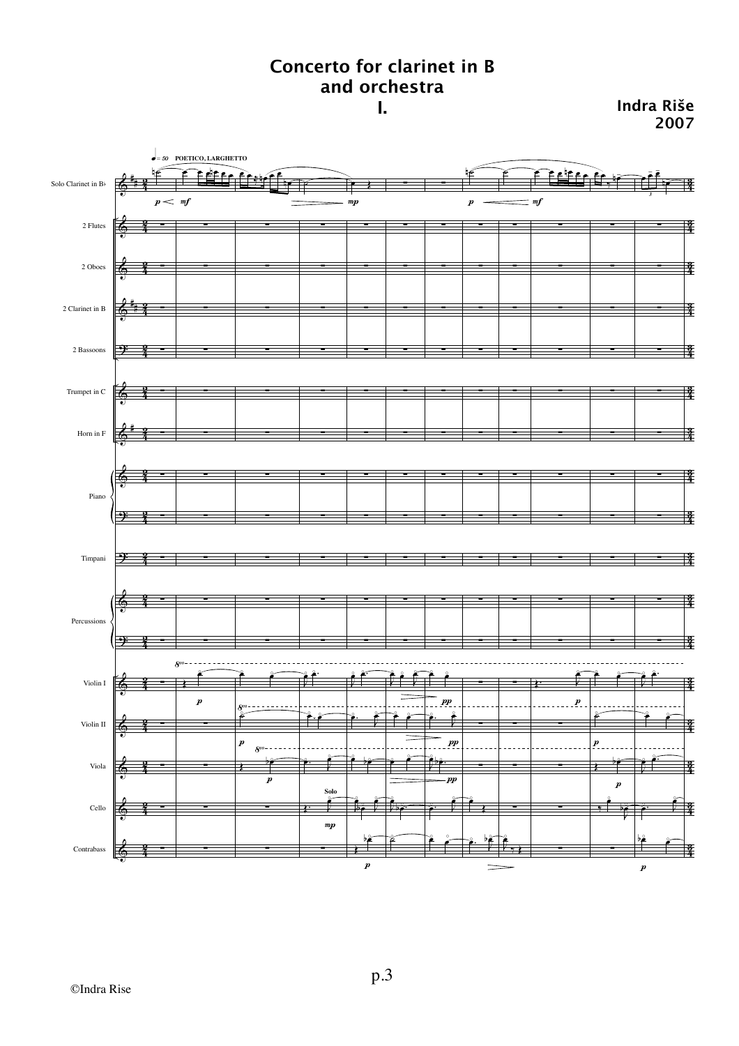# Concerto for clarinet in B and orchestra

## I.

**Indra Riše**
**2007**

♩= 50 POETICO, LARGHETTO

Solo Clarinet in B♭

2 Flutes

2 Oboes

2 Clarinet in B

2 Bassoons

Trumpet in C

Horn in F

Piano

Timpani

Percussions

Violin I

Violin II

Viola

Cello

Contrabass

©Indra Rise